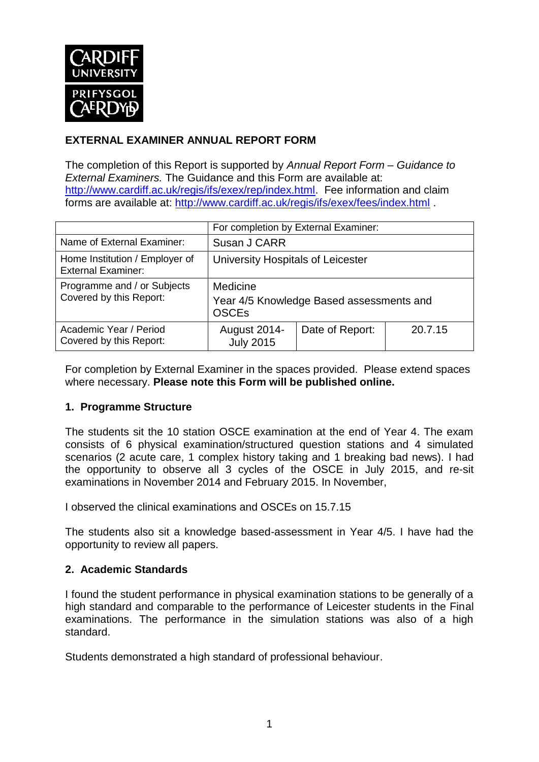**EXTERNAL EXAMINER ANNUAL REPORT FORM**

The completion of this Report is supported by *Annual Report Form – Guidance to External Examiners.* The Guidance and this Form are available at: http://www.cardiff.ac.uk/regis/ifs/exex/rep/index.html. Fee information and claim forms are available at: http://www.cardiff.ac.uk/regis/ifs/exex/fees/index.html .

| | For completion by External Examiner: | | |
|---|---|---|---|
| Name of External Examiner: | Susan J CARR | | |
| Home Institution / Employer of External Examiner: | University Hospitals of Leicester | | |
| Programme and / or Subjects Covered by this Report: | Medicine<br>Year 4/5 Knowledge Based assessments and OSCEs | | |
| Academic Year / Period Covered by this Report: | August 2014-July 2015 | Date of Report: | 20.7.15 |

For completion by External Examiner in the spaces provided. Please extend spaces where necessary. **Please note this Form will be published online.**

## 1. Programme Structure

The students sit the 10 station OSCE examination at the end of Year 4. The exam consists of 6 physical examination/structured question stations and 4 simulated scenarios (2 acute care, 1 complex history taking and 1 breaking bad news). I had the opportunity to observe all 3 cycles of the OSCE in July 2015, and re-sit examinations in November 2014 and February 2015. In November,

I observed the clinical examinations and OSCEs on 15.7.15

The students also sit a knowledge based-assessment in Year 4/5. I have had the opportunity to review all papers.

## 2. Academic Standards

I found the student performance in physical examination stations to be generally of a high standard and comparable to the performance of Leicester students in the Final examinations. The performance in the simulation stations was also of a high standard.

Students demonstrated a high standard of professional behaviour.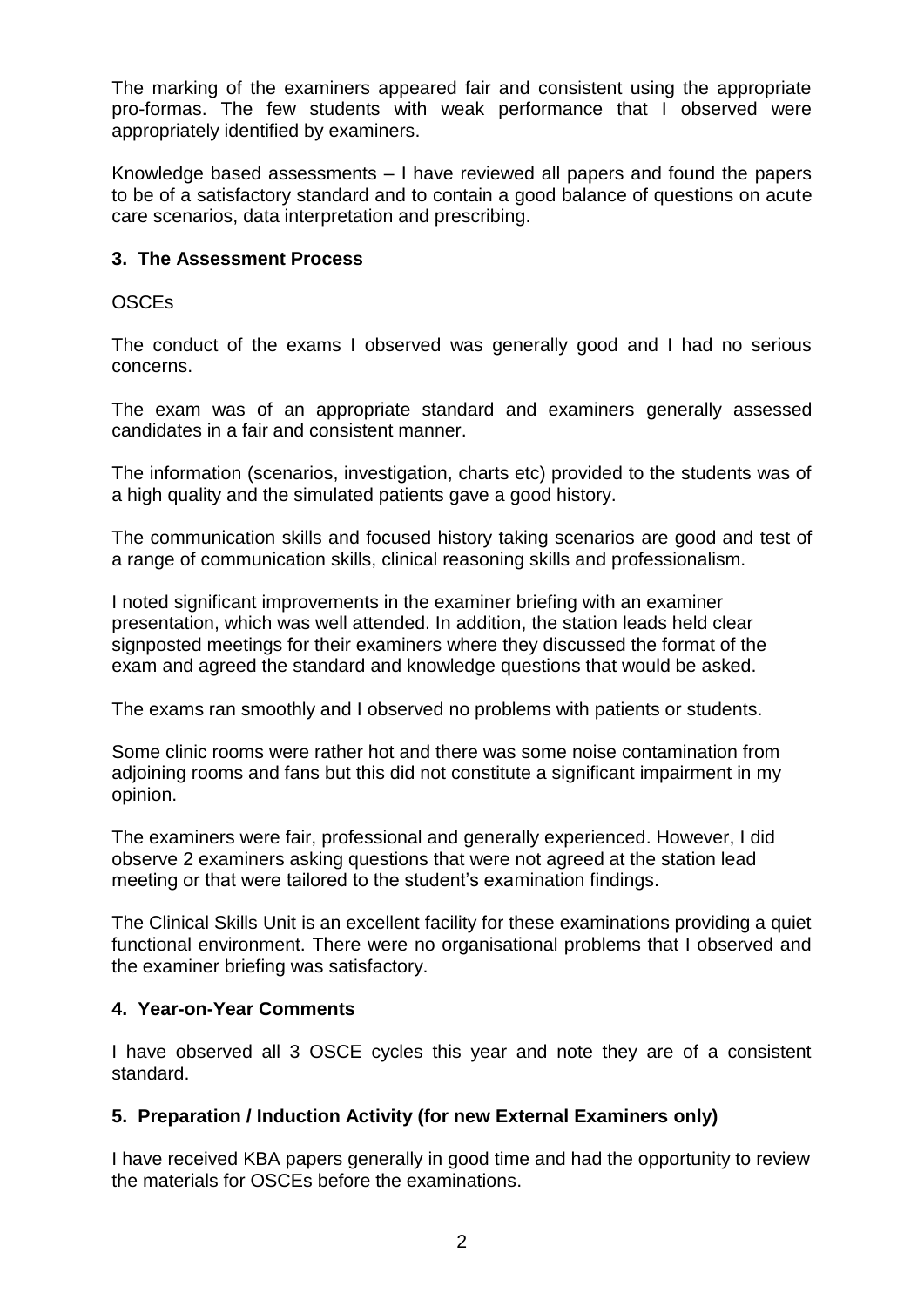The marking of the examiners appeared fair and consistent using the appropriate pro-formas. The few students with weak performance that I observed were appropriately identified by examiners.

Knowledge based assessments – I have reviewed all papers and found the papers to be of a satisfactory standard and to contain a good balance of questions on acute care scenarios, data interpretation and prescribing.

## 3. The Assessment Process

OSCEs

The conduct of the exams I observed was generally good and I had no serious concerns.

The exam was of an appropriate standard and examiners generally assessed candidates in a fair and consistent manner.

The information (scenarios, investigation, charts etc) provided to the students was of a high quality and the simulated patients gave a good history.

The communication skills and focused history taking scenarios are good and test of a range of communication skills, clinical reasoning skills and professionalism.

I noted significant improvements in the examiner briefing with an examiner presentation, which was well attended. In addition, the station leads held clear signposted meetings for their examiners where they discussed the format of the exam and agreed the standard and knowledge questions that would be asked.

The exams ran smoothly and I observed no problems with patients or students.

Some clinic rooms were rather hot and there was some noise contamination from adjoining rooms and fans but this did not constitute a significant impairment in my opinion.

The examiners were fair, professional and generally experienced. However, I did observe 2 examiners asking questions that were not agreed at the station lead meeting or that were tailored to the student's examination findings.

The Clinical Skills Unit is an excellent facility for these examinations providing a quiet functional environment. There were no organisational problems that I observed and the examiner briefing was satisfactory.

## 4. Year-on-Year Comments

I have observed all 3 OSCE cycles this year and note they are of a consistent standard.

## 5. Preparation / Induction Activity (for new External Examiners only)

I have received KBA papers generally in good time and had the opportunity to review the materials for OSCEs before the examinations.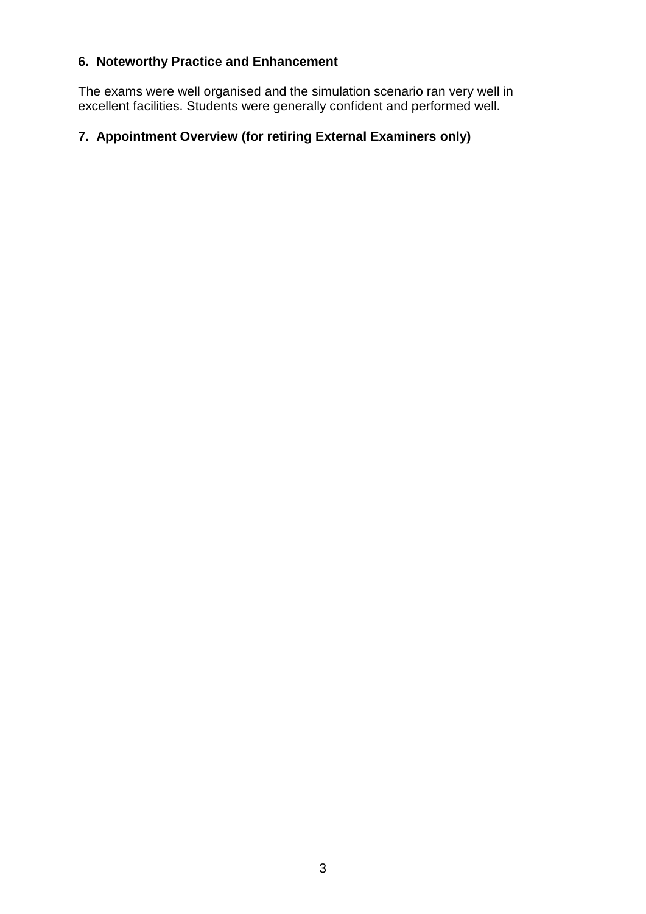## 6. Noteworthy Practice and Enhancement

The exams were well organised and the simulation scenario ran very well in excellent facilities. Students were generally confident and performed well.

## 7. Appointment Overview (for retiring External Examiners only)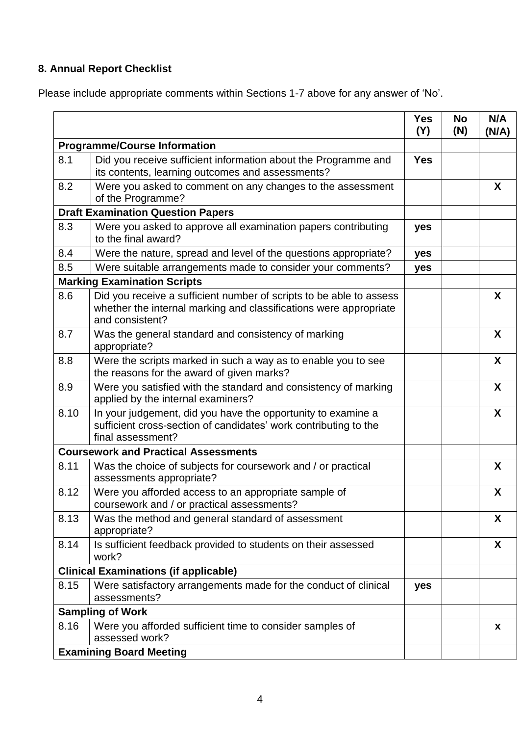## 8. Annual Report Checklist

Please include appropriate comments within Sections 1-7 above for any answer of 'No'.

| | | Yes (Y) | No (N) | N/A (N/A) |
|---|---|---|---|---|
| **Programme/Course Information** | | | | |
| 8.1 | Did you receive sufficient information about the Programme and its contents, learning outcomes and assessments? | **Yes** | | |
| 8.2 | Were you asked to comment on any changes to the assessment of the Programme? | | | **X** |
| **Draft Examination Question Papers** | | | | |
| 8.3 | Were you asked to approve all examination papers contributing to the final award? | **yes** | | |
| 8.4 | Were the nature, spread and level of the questions appropriate? | **yes** | | |
| 8.5 | Were suitable arrangements made to consider your comments? | **yes** | | |
| **Marking Examination Scripts** | | | | |
| 8.6 | Did you receive a sufficient number of scripts to be able to assess whether the internal marking and classifications were appropriate and consistent? | | | **X** |
| 8.7 | Was the general standard and consistency of marking appropriate? | | | **X** |
| 8.8 | Were the scripts marked in such a way as to enable you to see the reasons for the award of given marks? | | | **X** |
| 8.9 | Were you satisfied with the standard and consistency of marking applied by the internal examiners? | | | **X** |
| 8.10 | In your judgement, did you have the opportunity to examine a sufficient cross-section of candidates' work contributing to the final assessment? | | | **X** |
| **Coursework and Practical Assessments** | | | | |
| 8.11 | Was the choice of subjects for coursework and / or practical assessments appropriate? | | | **X** |
| 8.12 | Were you afforded access to an appropriate sample of coursework and / or practical assessments? | | | **X** |
| 8.13 | Was the method and general standard of assessment appropriate? | | | **X** |
| 8.14 | Is sufficient feedback provided to students on their assessed work? | | | **X** |
| **Clinical Examinations (if applicable)** | | | | |
| 8.15 | Were satisfactory arrangements made for the conduct of clinical assessments? | **yes** | | |
| **Sampling of Work** | | | | |
| 8.16 | Were you afforded sufficient time to consider samples of assessed work? | | | **x** |
| **Examining Board Meeting** | | | | |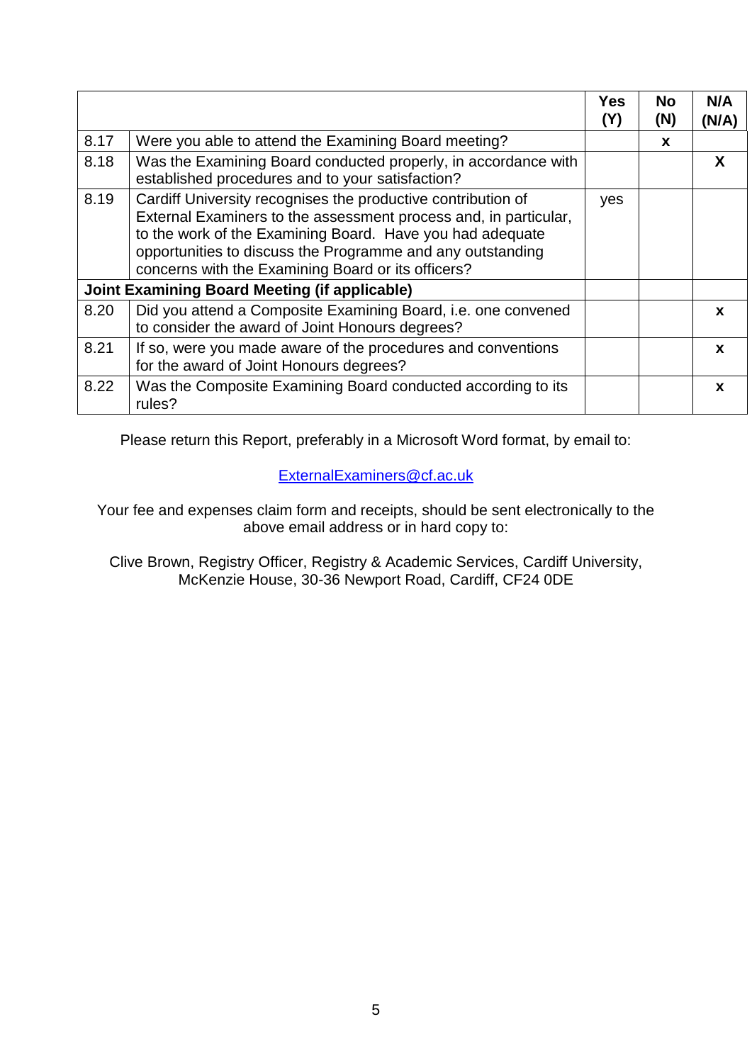| | | Yes (Y) | No (N) | N/A (N/A) |
|---|---|---|---|---|
| 8.17 | Were you able to attend the Examining Board meeting? | | x | |
| 8.18 | Was the Examining Board conducted properly, in accordance with established procedures and to your satisfaction? | | | X |
| 8.19 | Cardiff University recognises the productive contribution of External Examiners to the assessment process and, in particular, to the work of the Examining Board. Have you had adequate opportunities to discuss the Programme and any outstanding concerns with the Examining Board or its officers? | yes | | |
| **Joint Examining Board Meeting (if applicable)** | | | | |
| 8.20 | Did you attend a Composite Examining Board, i.e. one convened to consider the award of Joint Honours degrees? | | | x |
| 8.21 | If so, were you made aware of the procedures and conventions for the award of Joint Honours degrees? | | | x |
| 8.22 | Was the Composite Examining Board conducted according to its rules? | | | x |

Please return this Report, preferably in a Microsoft Word format, by email to:

ExternalExaminers@cf.ac.uk

Your fee and expenses claim form and receipts, should be sent electronically to the above email address or in hard copy to:

Clive Brown, Registry Officer, Registry & Academic Services, Cardiff University, McKenzie House, 30-36 Newport Road, Cardiff, CF24 0DE